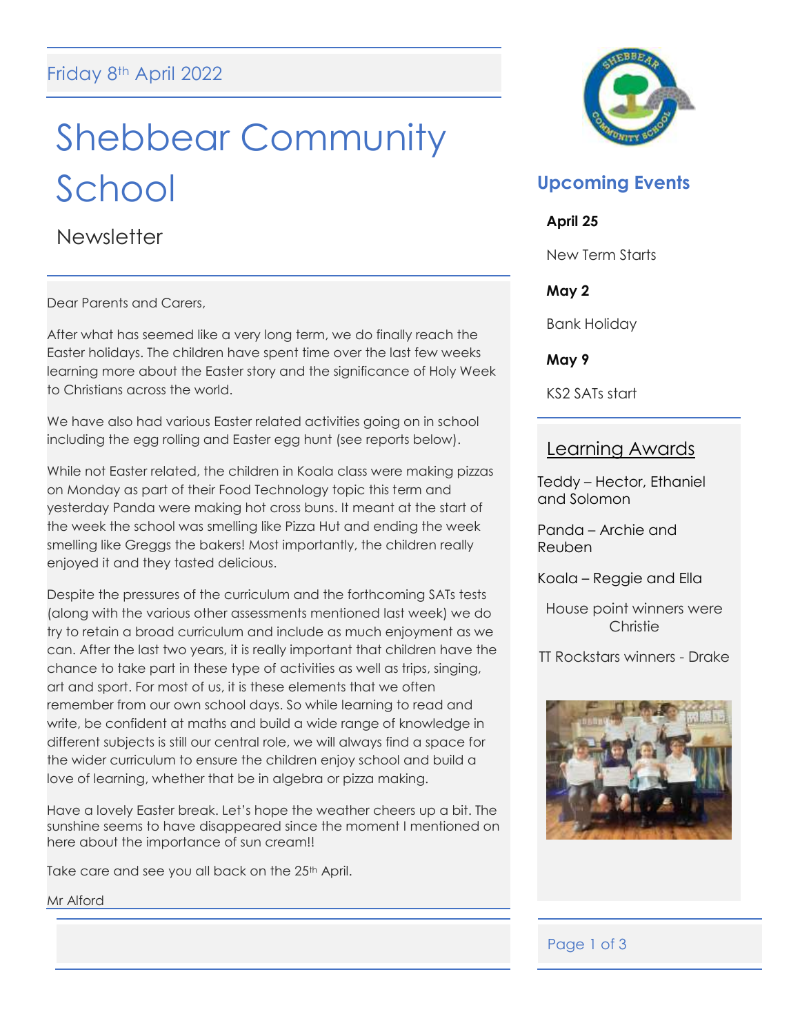Friday 8th April 2022

# Shebbear Community School

## Newsletter

Dear Parents and Carers,

After what has seemed like a very long term, we do finally reach the Easter holidays. The children have spent time over the last few weeks learning more about the Easter story and the significance of Holy Week to Christians across the world.

We have also had various Easter related activities going on in school including the egg rolling and Easter egg hunt (see reports below).

While not Easter related, the children in Koala class were making pizzas on Monday as part of their Food Technology topic this term and yesterday Panda were making hot cross buns. It meant at the start of the week the school was smelling like Pizza Hut and ending the week smelling like Greggs the bakers! Most importantly, the children really enjoyed it and they tasted delicious.

Despite the pressures of the curriculum and the forthcoming SATs tests (along with the various other assessments mentioned last week) we do try to retain a broad curriculum and include as much enjoyment as we can. After the last two years, it is really important that children have the chance to take part in these type of activities as well as trips, singing, art and sport. For most of us, it is these elements that we often remember from our own school days. So while learning to read and write, be confident at maths and build a wide range of knowledge in different subjects is still our central role, we will always find a space for the wider curriculum to ensure the children enjoy school and build a love of learning, whether that be in algebra or pizza making.

Have a lovely Easter break. Let's hope the weather cheers up a bit. The sunshine seems to have disappeared since the moment I mentioned on here about the importance of sun cream!!

Take care and see you all back on the 25th April.

Mr Alford

## Upcoming Events

**April 25**

New Term Starts

**May 2**

Bank Holiday

**May 9**

KS2 SATs start

## Learning Awards

Teddy – Hector, Ethaniel and Solomon

Panda – Archie and Reuben

Koala – Reggie and Ella

House point winners were Christie

TT Rockstars winners - Drake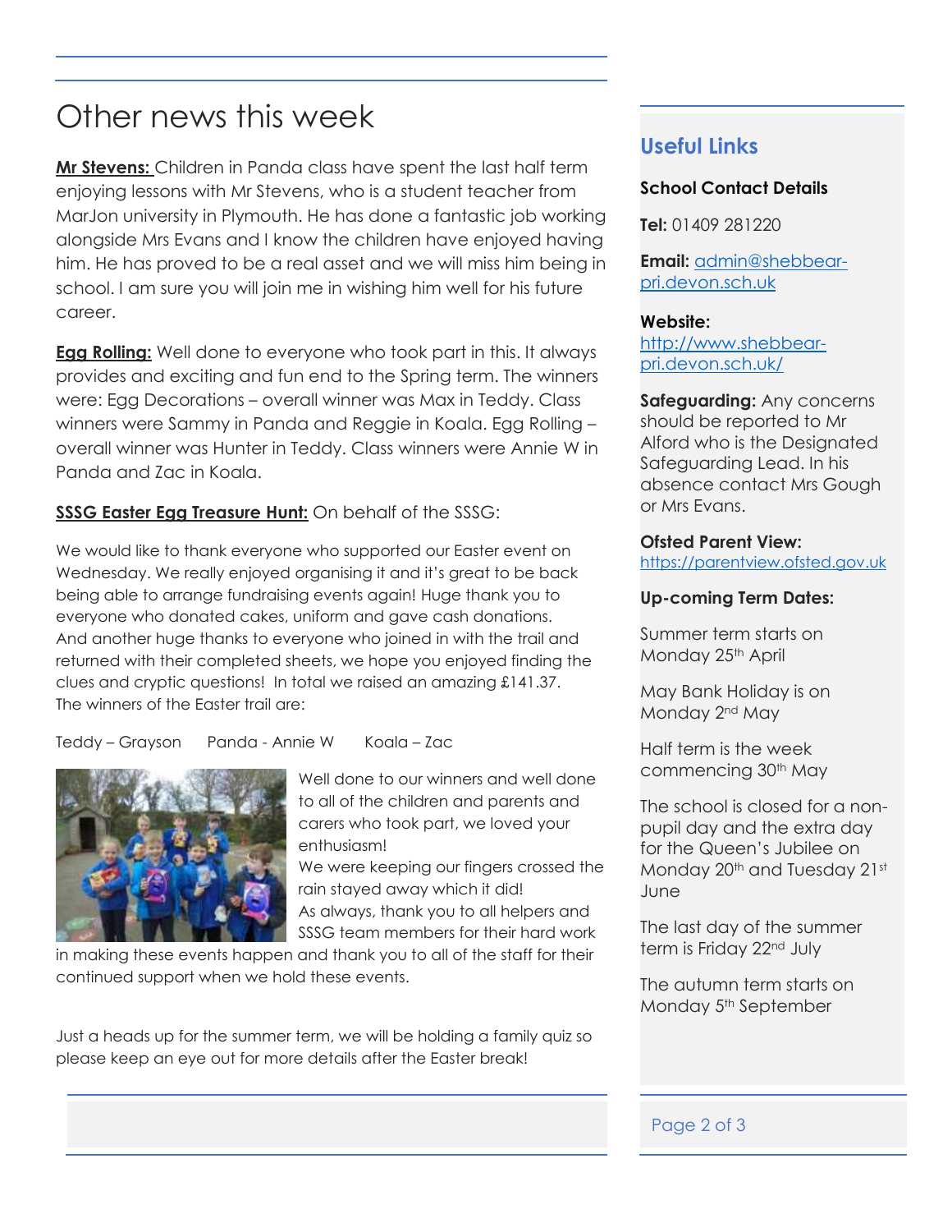# Other news this week

**Mr Stevens:** Children in Panda class have spent the last half term enjoying lessons with Mr Stevens, who is a student teacher from MarJon university in Plymouth. He has done a fantastic job working alongside Mrs Evans and I know the children have enjoyed having him. He has proved to be a real asset and we will miss him being in school. I am sure you will join me in wishing him well for his future career.

**Egg Rolling:** Well done to everyone who took part in this. It always provides and exciting and fun end to the Spring term. The winners were: Egg Decorations – overall winner was Max in Teddy. Class winners were Sammy in Panda and Reggie in Koala. Egg Rolling – overall winner was Hunter in Teddy. Class winners were Annie W in Panda and Zac in Koala.

**SSSG Easter Egg Treasure Hunt:** On behalf of the SSSG:

We would like to thank everyone who supported our Easter event on Wednesday. We really enjoyed organising it and it's great to be back being able to arrange fundraising events again! Huge thank you to everyone who donated cakes, uniform and gave cash donations. And another huge thanks to everyone who joined in with the trail and returned with their completed sheets, we hope you enjoyed finding the clues and cryptic questions! In total we raised an amazing £141.37. The winners of the Easter trail are:

Teddy – Grayson Panda - Annie W Koala – Zac

Well done to our winners and well done to all of the children and parents and carers who took part, we loved your enthusiasm!
We were keeping our fingers crossed the rain stayed away which it did!
As always, thank you to all helpers and SSSG team members for their hard work in making these events happen and thank you to all of the staff for their continued support when we hold these events.

Just a heads up for the summer term, we will be holding a family quiz so please keep an eye out for more details after the Easter break!

## Useful Links

**School Contact Details**

**Tel:** 01409 281220

**Email:** admin@shebbear-pri.devon.sch.uk

**Website:**
http://www.shebbear-pri.devon.sch.uk/

**Safeguarding:** Any concerns should be reported to Mr Alford who is the Designated Safeguarding Lead. In his absence contact Mrs Gough or Mrs Evans.

**Ofsted Parent View:**
https://parentview.ofsted.gov.uk

**Up-coming Term Dates:**

Summer term starts on Monday 25th April

May Bank Holiday is on Monday 2nd May

Half term is the week commencing 30th May

The school is closed for a non-pupil day and the extra day for the Queen's Jubilee on Monday 20th and Tuesday 21st June

The last day of the summer term is Friday 22nd July

The autumn term starts on Monday 5th September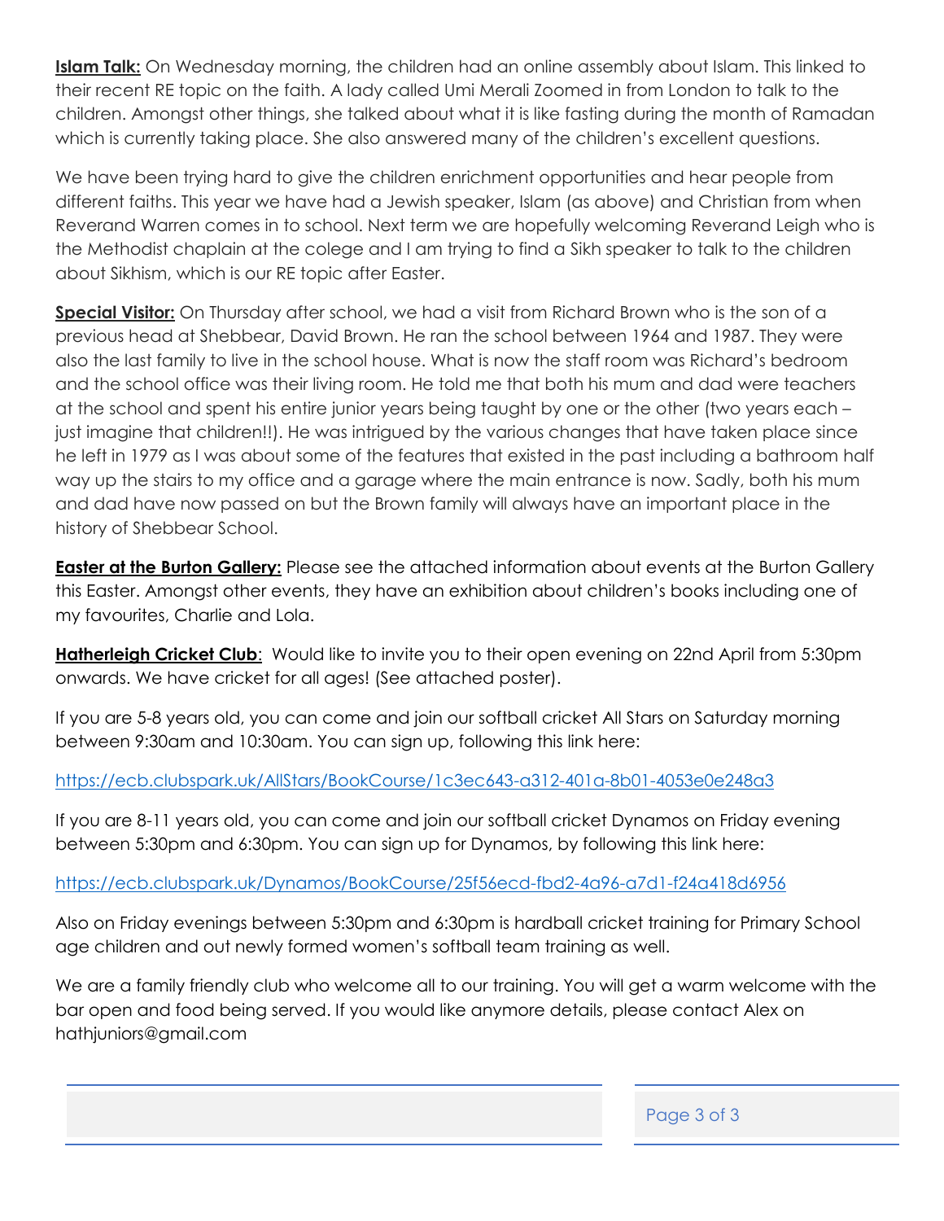**Islam Talk:** On Wednesday morning, the children had an online assembly about Islam. This linked to their recent RE topic on the faith. A lady called Umi Merali Zoomed in from London to talk to the children. Amongst other things, she talked about what it is like fasting during the month of Ramadan which is currently taking place. She also answered many of the children's excellent questions.

We have been trying hard to give the children enrichment opportunities and hear people from different faiths. This year we have had a Jewish speaker, Islam (as above) and Christian from when Reverand Warren comes in to school. Next term we are hopefully welcoming Reverand Leigh who is the Methodist chaplain at the colege and I am trying to find a Sikh speaker to talk to the children about Sikhism, which is our RE topic after Easter.

**Special Visitor:** On Thursday after school, we had a visit from Richard Brown who is the son of a previous head at Shebbear, David Brown. He ran the school between 1964 and 1987. They were also the last family to live in the school house. What is now the staff room was Richard's bedroom and the school office was their living room. He told me that both his mum and dad were teachers at the school and spent his entire junior years being taught by one or the other (two years each – just imagine that children!!). He was intrigued by the various changes that have taken place since he left in 1979 as I was about some of the features that existed in the past including a bathroom half way up the stairs to my office and a garage where the main entrance is now. Sadly, both his mum and dad have now passed on but the Brown family will always have an important place in the history of Shebbear School.

**Easter at the Burton Gallery:** Please see the attached information about events at the Burton Gallery this Easter. Amongst other events, they have an exhibition about children's books including one of my favourites, Charlie and Lola.

**Hatherleigh Cricket Club**: Would like to invite you to their open evening on 22nd April from 5:30pm onwards. We have cricket for all ages! (See attached poster).

If you are 5-8 years old, you can come and join our softball cricket All Stars on Saturday morning between 9:30am and 10:30am. You can sign up, following this link here:

https://ecb.clubspark.uk/AllStars/BookCourse/1c3ec643-a312-401a-8b01-4053e0e248a3

If you are 8-11 years old, you can come and join our softball cricket Dynamos on Friday evening between 5:30pm and 6:30pm. You can sign up for Dynamos, by following this link here:

https://ecb.clubspark.uk/Dynamos/BookCourse/25f56ecd-fbd2-4a96-a7d1-f24a418d6956

Also on Friday evenings between 5:30pm and 6:30pm is hardball cricket training for Primary School age children and out newly formed women's softball team training as well.

We are a family friendly club who welcome all to our training. You will get a warm welcome with the bar open and food being served. If you would like anymore details, please contact Alex on hathjuniors@gmail.com